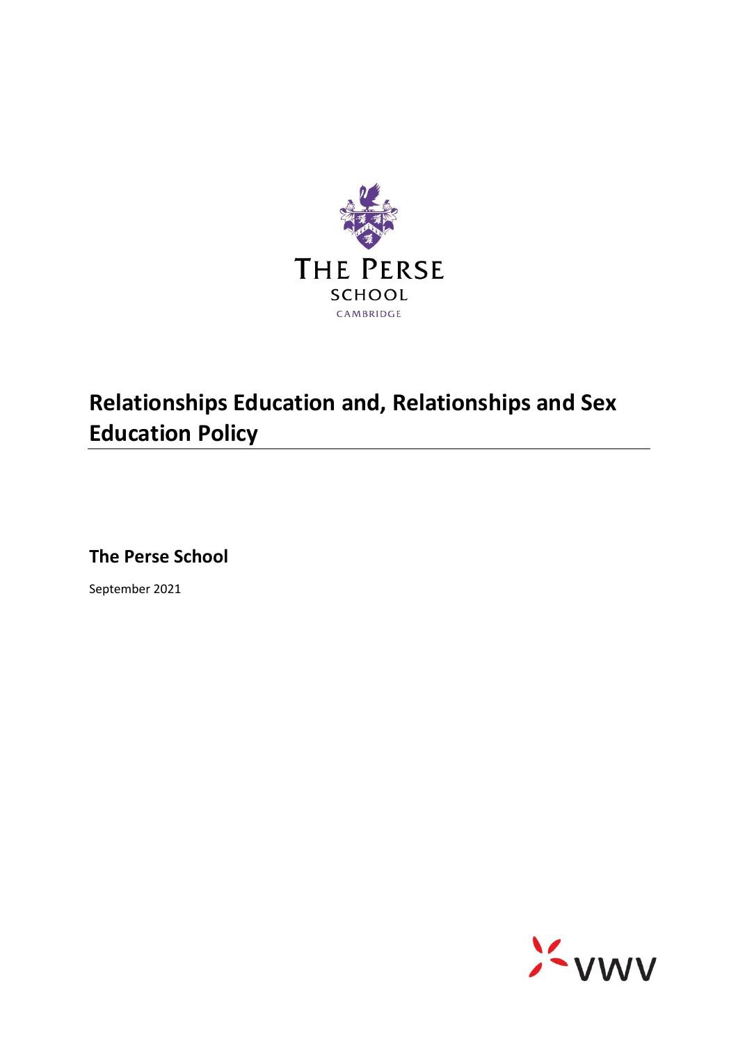THE PERSE
SCHOOL
CAMBRIDGE

# Relationships Education and, Relationships and Sex Education Policy

**The Perse School**

September 2021

VWV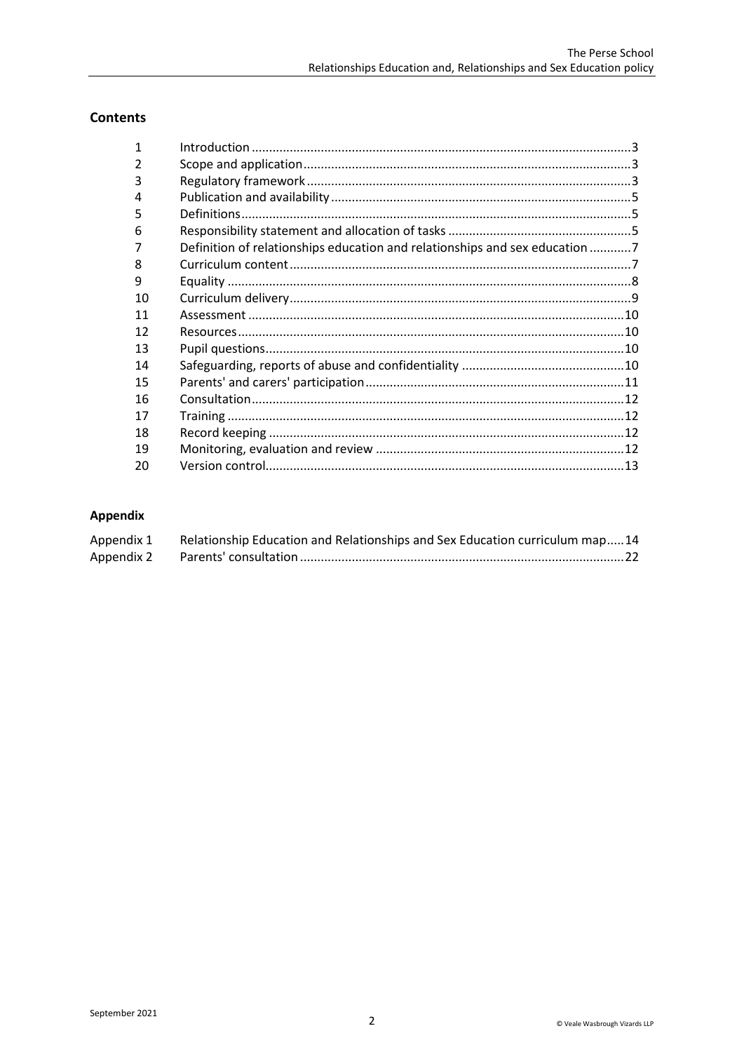## Contents

| | | |
|---|---|---|
| 1 | Introduction | 3 |
| 2 | Scope and application | 3 |
| 3 | Regulatory framework | 3 |
| 4 | Publication and availability | 5 |
| 5 | Definitions | 5 |
| 6 | Responsibility statement and allocation of tasks | 5 |
| 7 | Definition of relationships education and relationships and sex education | 7 |
| 8 | Curriculum content | 7 |
| 9 | Equality | 8 |
| 10 | Curriculum delivery | 9 |
| 11 | Assessment | 10 |
| 12 | Resources | 10 |
| 13 | Pupil questions | 10 |
| 14 | Safeguarding, reports of abuse and confidentiality | 10 |
| 15 | Parents' and carers' participation | 11 |
| 16 | Consultation | 12 |
| 17 | Training | 12 |
| 18 | Record keeping | 12 |
| 19 | Monitoring, evaluation and review | 12 |
| 20 | Version control | 13 |

## Appendix

| | | |
|---|---|---|
| Appendix 1 | Relationship Education and Relationships and Sex Education curriculum map | 14 |
| Appendix 2 | Parents' consultation | 22 |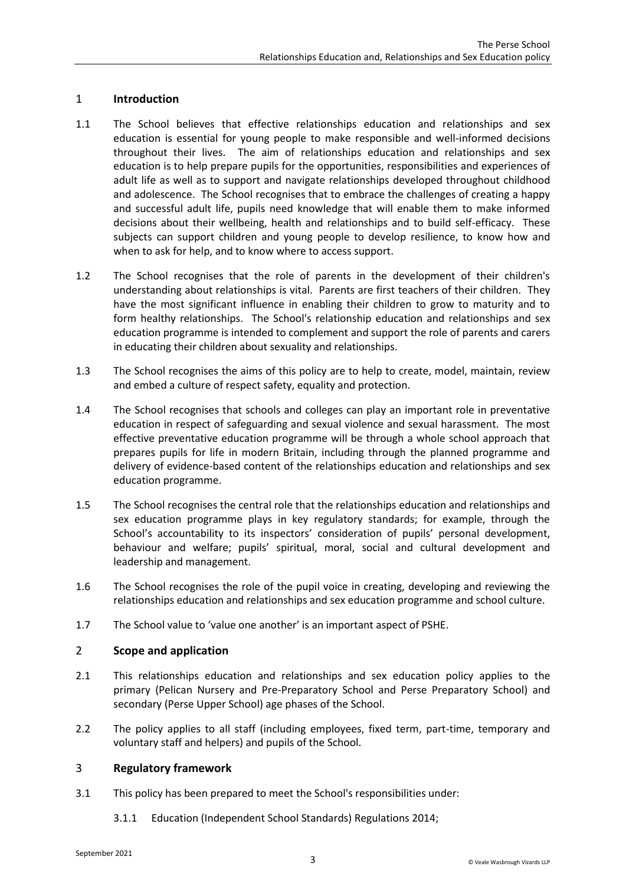## 1 Introduction

1.1 The School believes that effective relationships education and relationships and sex education is essential for young people to make responsible and well-informed decisions throughout their lives. The aim of relationships education and relationships and sex education is to help prepare pupils for the opportunities, responsibilities and experiences of adult life as well as to support and navigate relationships developed throughout childhood and adolescence. The School recognises that to embrace the challenges of creating a happy and successful adult life, pupils need knowledge that will enable them to make informed decisions about their wellbeing, health and relationships and to build self-efficacy. These subjects can support children and young people to develop resilience, to know how and when to ask for help, and to know where to access support.

1.2 The School recognises that the role of parents in the development of their children's understanding about relationships is vital. Parents are first teachers of their children. They have the most significant influence in enabling their children to grow to maturity and to form healthy relationships. The School's relationship education and relationships and sex education programme is intended to complement and support the role of parents and carers in educating their children about sexuality and relationships.

1.3 The School recognises the aims of this policy are to help to create, model, maintain, review and embed a culture of respect safety, equality and protection.

1.4 The School recognises that schools and colleges can play an important role in preventative education in respect of safeguarding and sexual violence and sexual harassment. The most effective preventative education programme will be through a whole school approach that prepares pupils for life in modern Britain, including through the planned programme and delivery of evidence-based content of the relationships education and relationships and sex education programme.

1.5 The School recognises the central role that the relationships education and relationships and sex education programme plays in key regulatory standards; for example, through the School's accountability to its inspectors' consideration of pupils' personal development, behaviour and welfare; pupils' spiritual, moral, social and cultural development and leadership and management.

1.6 The School recognises the role of the pupil voice in creating, developing and reviewing the relationships education and relationships and sex education programme and school culture.

1.7 The School value to 'value one another' is an important aspect of PSHE.

## 2 Scope and application

2.1 This relationships education and relationships and sex education policy applies to the primary (Pelican Nursery and Pre-Preparatory School and Perse Preparatory School) and secondary (Perse Upper School) age phases of the School.

2.2 The policy applies to all staff (including employees, fixed term, part-time, temporary and voluntary staff and helpers) and pupils of the School.

## 3 Regulatory framework

3.1 This policy has been prepared to meet the School's responsibilities under:

3.1.1 Education (Independent School Standards) Regulations 2014;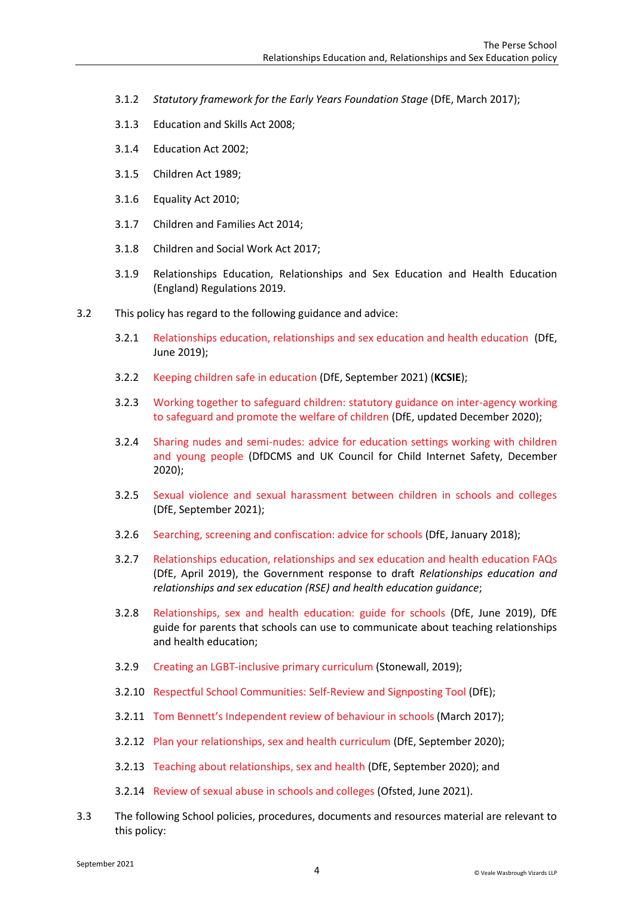3.1.2 *Statutory framework for the Early Years Foundation Stage* (DfE, March 2017);

3.1.3 Education and Skills Act 2008;

3.1.4 Education Act 2002;

3.1.5 Children Act 1989;

3.1.6 Equality Act 2010;

3.1.7 Children and Families Act 2014;

3.1.8 Children and Social Work Act 2017;

3.1.9 Relationships Education, Relationships and Sex Education and Health Education (England) Regulations 2019.

3.2 This policy has regard to the following guidance and advice:

3.2.1 Relationships education, relationships and sex education and health education (DfE, June 2019);

3.2.2 Keeping children safe in education (DfE, September 2021) (**KCSIE**);

3.2.3 Working together to safeguard children: statutory guidance on inter-agency working to safeguard and promote the welfare of children (DfE, updated December 2020);

3.2.4 Sharing nudes and semi-nudes: advice for education settings working with children and young people (DfDCMS and UK Council for Child Internet Safety, December 2020);

3.2.5 Sexual violence and sexual harassment between children in schools and colleges (DfE, September 2021);

3.2.6 Searching, screening and confiscation: advice for schools (DfE, January 2018);

3.2.7 Relationships education, relationships and sex education and health education FAQs (DfE, April 2019), the Government response to draft *Relationships education and relationships and sex education (RSE) and health education guidance*;

3.2.8 Relationships, sex and health education: guide for schools (DfE, June 2019), DfE guide for parents that schools can use to communicate about teaching relationships and health education;

3.2.9 Creating an LGBT-inclusive primary curriculum (Stonewall, 2019);

3.2.10 Respectful School Communities: Self-Review and Signposting Tool (DfE);

3.2.11 Tom Bennett's Independent review of behaviour in schools (March 2017);

3.2.12 Plan your relationships, sex and health curriculum (DfE, September 2020);

3.2.13 Teaching about relationships, sex and health (DfE, September 2020); and

3.2.14 Review of sexual abuse in schools and colleges (Ofsted, June 2021).

3.3 The following School policies, procedures, documents and resources material are relevant to this policy: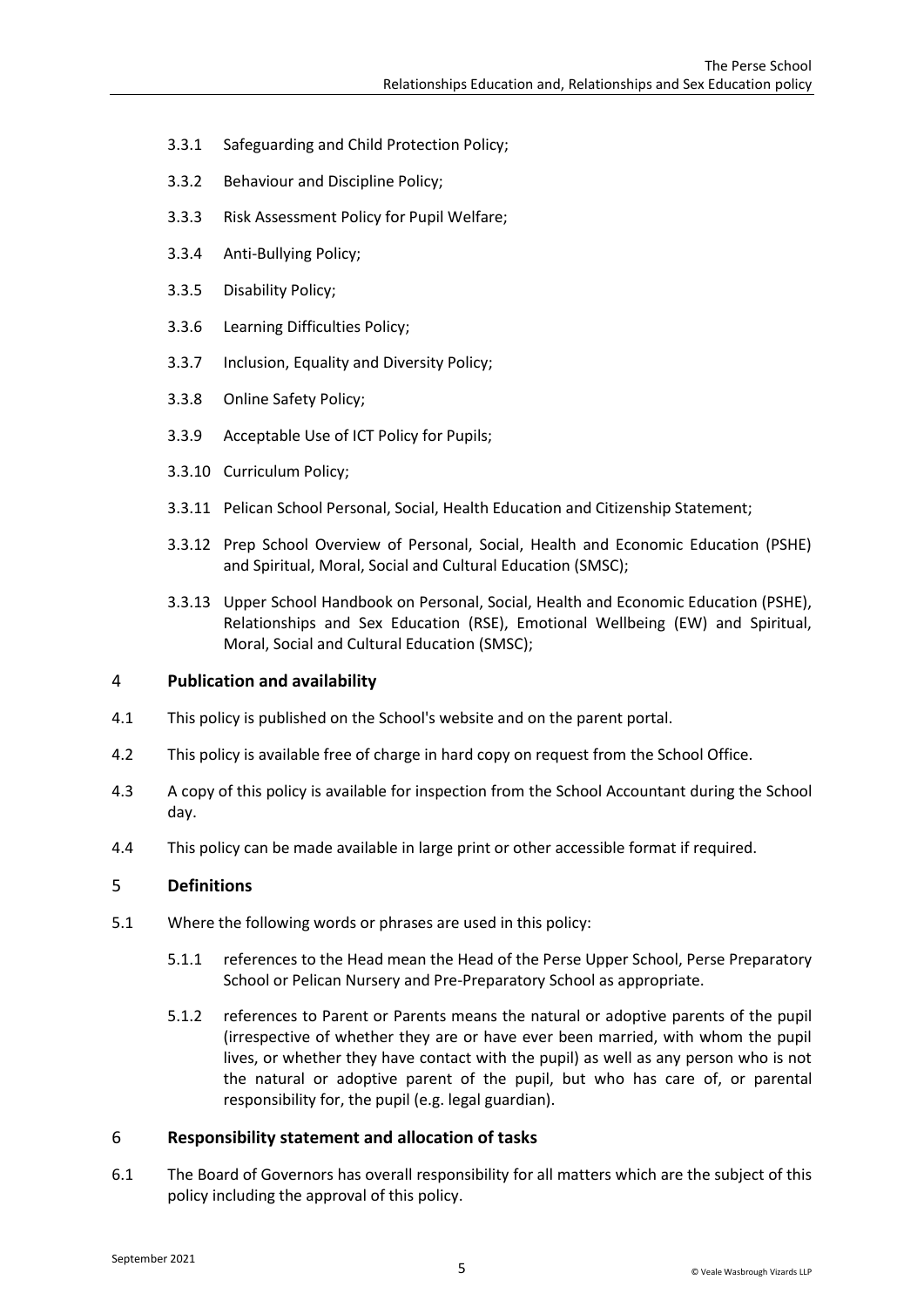3.3.1 Safeguarding and Child Protection Policy;

3.3.2 Behaviour and Discipline Policy;

3.3.3 Risk Assessment Policy for Pupil Welfare;

3.3.4 Anti-Bullying Policy;

3.3.5 Disability Policy;

3.3.6 Learning Difficulties Policy;

3.3.7 Inclusion, Equality and Diversity Policy;

3.3.8 Online Safety Policy;

3.3.9 Acceptable Use of ICT Policy for Pupils;

3.3.10 Curriculum Policy;

3.3.11 Pelican School Personal, Social, Health Education and Citizenship Statement;

3.3.12 Prep School Overview of Personal, Social, Health and Economic Education (PSHE) and Spiritual, Moral, Social and Cultural Education (SMSC);

3.3.13 Upper School Handbook on Personal, Social, Health and Economic Education (PSHE), Relationships and Sex Education (RSE), Emotional Wellbeing (EW) and Spiritual, Moral, Social and Cultural Education (SMSC);

## 4 Publication and availability

4.1 This policy is published on the School's website and on the parent portal.

4.2 This policy is available free of charge in hard copy on request from the School Office.

4.3 A copy of this policy is available for inspection from the School Accountant during the School day.

4.4 This policy can be made available in large print or other accessible format if required.

## 5 Definitions

5.1 Where the following words or phrases are used in this policy:

5.1.1 references to the Head mean the Head of the Perse Upper School, Perse Preparatory School or Pelican Nursery and Pre-Preparatory School as appropriate.

5.1.2 references to Parent or Parents means the natural or adoptive parents of the pupil (irrespective of whether they are or have ever been married, with whom the pupil lives, or whether they have contact with the pupil) as well as any person who is not the natural or adoptive parent of the pupil, but who has care of, or parental responsibility for, the pupil (e.g. legal guardian).

## 6 Responsibility statement and allocation of tasks

6.1 The Board of Governors has overall responsibility for all matters which are the subject of this policy including the approval of this policy.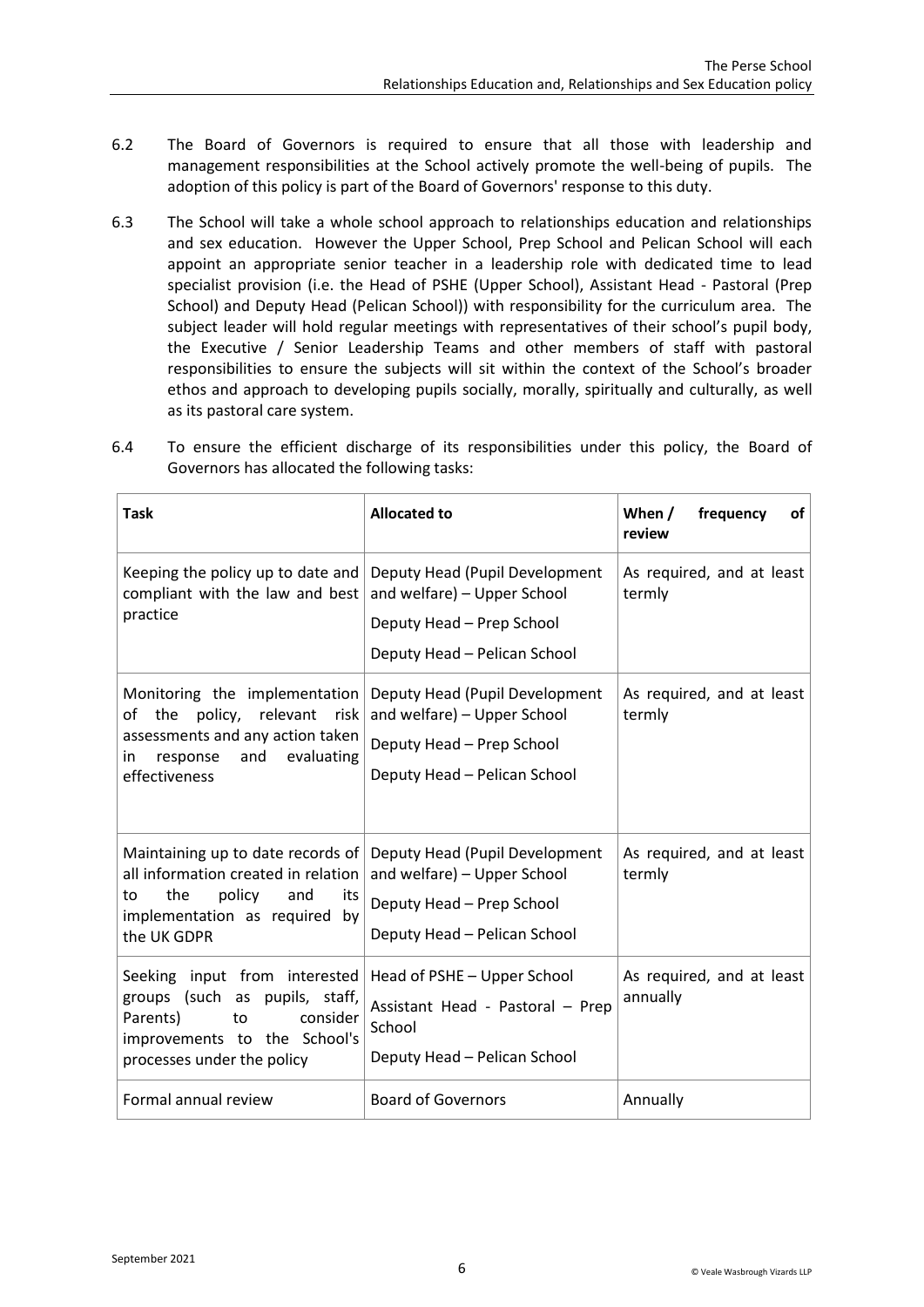6.2 The Board of Governors is required to ensure that all those with leadership and management responsibilities at the School actively promote the well-being of pupils. The adoption of this policy is part of the Board of Governors' response to this duty.

6.3 The School will take a whole school approach to relationships education and relationships and sex education. However the Upper School, Prep School and Pelican School will each appoint an appropriate senior teacher in a leadership role with dedicated time to lead specialist provision (i.e. the Head of PSHE (Upper School), Assistant Head - Pastoral (Prep School) and Deputy Head (Pelican School)) with responsibility for the curriculum area. The subject leader will hold regular meetings with representatives of their school's pupil body, the Executive / Senior Leadership Teams and other members of staff with pastoral responsibilities to ensure the subjects will sit within the context of the School's broader ethos and approach to developing pupils socially, morally, spiritually and culturally, as well as its pastoral care system.

6.4 To ensure the efficient discharge of its responsibilities under this policy, the Board of Governors has allocated the following tasks:

| **Task** | **Allocated to** | **When / frequency of review** |
|---|---|---|
| Keeping the policy up to date and compliant with the law and best practice | Deputy Head (Pupil Development and welfare) – Upper School<br>Deputy Head – Prep School<br>Deputy Head – Pelican School | As required, and at least termly |
| Monitoring the implementation of the policy, relevant risk assessments and any action taken in response and evaluating effectiveness | Deputy Head (Pupil Development and welfare) – Upper School<br>Deputy Head – Prep School<br>Deputy Head – Pelican School | As required, and at least termly |
| Maintaining up to date records of all information created in relation to the policy and its implementation as required by the UK GDPR | Deputy Head (Pupil Development and welfare) – Upper School<br>Deputy Head – Prep School<br>Deputy Head – Pelican School | As required, and at least termly |
| Seeking input from interested groups (such as pupils, staff, Parents) to consider improvements to the School's processes under the policy | Head of PSHE – Upper School<br>Assistant Head - Pastoral – Prep School<br>Deputy Head – Pelican School | As required, and at least annually |
| Formal annual review | Board of Governors | Annually |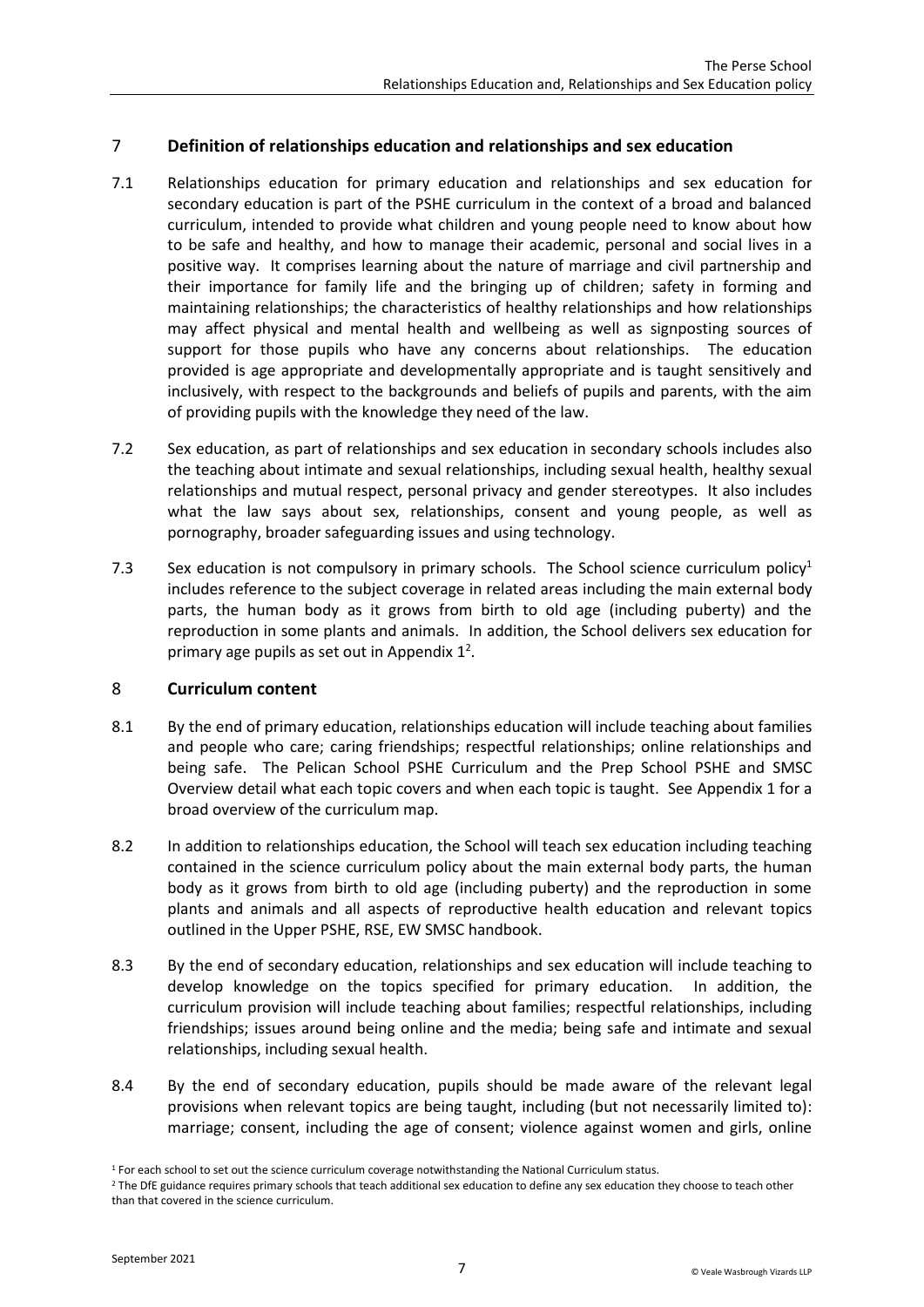## 7 Definition of relationships education and relationships and sex education

7.1 Relationships education for primary education and relationships and sex education for secondary education is part of the PSHE curriculum in the context of a broad and balanced curriculum, intended to provide what children and young people need to know about how to be safe and healthy, and how to manage their academic, personal and social lives in a positive way. It comprises learning about the nature of marriage and civil partnership and their importance for family life and the bringing up of children; safety in forming and maintaining relationships; the characteristics of healthy relationships and how relationships may affect physical and mental health and wellbeing as well as signposting sources of support for those pupils who have any concerns about relationships. The education provided is age appropriate and developmentally appropriate and is taught sensitively and inclusively, with respect to the backgrounds and beliefs of pupils and parents, with the aim of providing pupils with the knowledge they need of the law.

7.2 Sex education, as part of relationships and sex education in secondary schools includes also the teaching about intimate and sexual relationships, including sexual health, healthy sexual relationships and mutual respect, personal privacy and gender stereotypes. It also includes what the law says about sex, relationships, consent and young people, as well as pornography, broader safeguarding issues and using technology.

7.3 Sex education is not compulsory in primary schools. The School science curriculum policy[1] includes reference to the subject coverage in related areas including the main external body parts, the human body as it grows from birth to old age (including puberty) and the reproduction in some plants and animals. In addition, the School delivers sex education for primary age pupils as set out in Appendix 1[2].

## 8 Curriculum content

8.1 By the end of primary education, relationships education will include teaching about families and people who care; caring friendships; respectful relationships; online relationships and being safe. The Pelican School PSHE Curriculum and the Prep School PSHE and SMSC Overview detail what each topic covers and when each topic is taught. See Appendix 1 for a broad overview of the curriculum map.

8.2 In addition to relationships education, the School will teach sex education including teaching contained in the science curriculum policy about the main external body parts, the human body as it grows from birth to old age (including puberty) and the reproduction in some plants and animals and all aspects of reproductive health education and relevant topics outlined in the Upper PSHE, RSE, EW SMSC handbook.

8.3 By the end of secondary education, relationships and sex education will include teaching to develop knowledge on the topics specified for primary education. In addition, the curriculum provision will include teaching about families; respectful relationships, including friendships; issues around being online and the media; being safe and intimate and sexual relationships, including sexual health.

8.4 By the end of secondary education, pupils should be made aware of the relevant legal provisions when relevant topics are being taught, including (but not necessarily limited to): marriage; consent, including the age of consent; violence against women and girls, online

[1] For each school to set out the science curriculum coverage notwithstanding the National Curriculum status.

[2] The DfE guidance requires primary schools that teach additional sex education to define any sex education they choose to teach other than that covered in the science curriculum.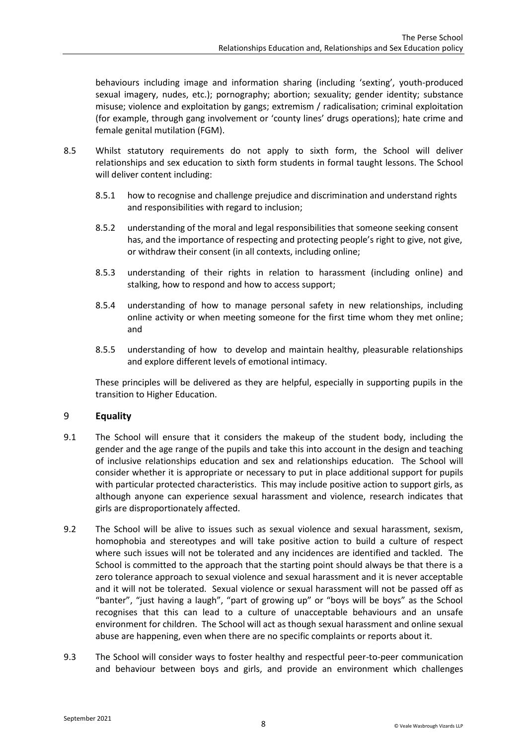behaviours including image and information sharing (including 'sexting', youth-produced sexual imagery, nudes, etc.); pornography; abortion; sexuality; gender identity; substance misuse; violence and exploitation by gangs; extremism / radicalisation; criminal exploitation (for example, through gang involvement or 'county lines' drugs operations); hate crime and female genital mutilation (FGM).

8.5 Whilst statutory requirements do not apply to sixth form, the School will deliver relationships and sex education to sixth form students in formal taught lessons. The School will deliver content including:

8.5.1 how to recognise and challenge prejudice and discrimination and understand rights and responsibilities with regard to inclusion;

8.5.2 understanding of the moral and legal responsibilities that someone seeking consent has, and the importance of respecting and protecting people's right to give, not give, or withdraw their consent (in all contexts, including online;

8.5.3 understanding of their rights in relation to harassment (including online) and stalking, how to respond and how to access support;

8.5.4 understanding of how to manage personal safety in new relationships, including online activity or when meeting someone for the first time whom they met online; and

8.5.5 understanding of how to develop and maintain healthy, pleasurable relationships and explore different levels of emotional intimacy.

These principles will be delivered as they are helpful, especially in supporting pupils in the transition to Higher Education.

## 9 Equality

9.1 The School will ensure that it considers the makeup of the student body, including the gender and the age range of the pupils and take this into account in the design and teaching of inclusive relationships education and sex and relationships education. The School will consider whether it is appropriate or necessary to put in place additional support for pupils with particular protected characteristics. This may include positive action to support girls, as although anyone can experience sexual harassment and violence, research indicates that girls are disproportionately affected.

9.2 The School will be alive to issues such as sexual violence and sexual harassment, sexism, homophobia and stereotypes and will take positive action to build a culture of respect where such issues will not be tolerated and any incidences are identified and tackled. The School is committed to the approach that the starting point should always be that there is a zero tolerance approach to sexual violence and sexual harassment and it is never acceptable and it will not be tolerated. Sexual violence or sexual harassment will not be passed off as "banter", "just having a laugh", "part of growing up" or "boys will be boys" as the School recognises that this can lead to a culture of unacceptable behaviours and an unsafe environment for children. The School will act as though sexual harassment and online sexual abuse are happening, even when there are no specific complaints or reports about it.

9.3 The School will consider ways to foster healthy and respectful peer-to-peer communication and behaviour between boys and girls, and provide an environment which challenges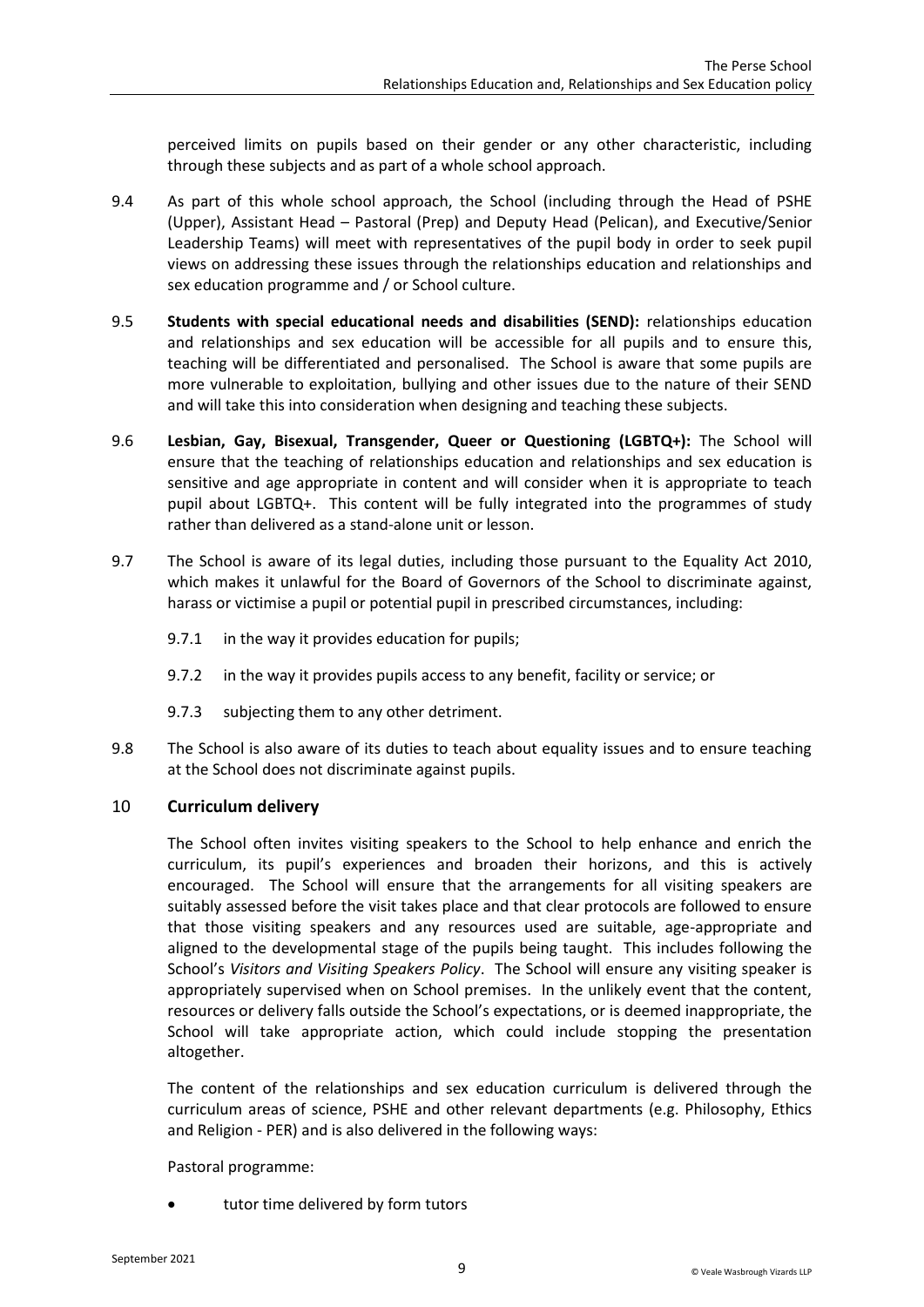perceived limits on pupils based on their gender or any other characteristic, including through these subjects and as part of a whole school approach.

9.4 As part of this whole school approach, the School (including through the Head of PSHE (Upper), Assistant Head – Pastoral (Prep) and Deputy Head (Pelican), and Executive/Senior Leadership Teams) will meet with representatives of the pupil body in order to seek pupil views on addressing these issues through the relationships education and relationships and sex education programme and / or School culture.

9.5 **Students with special educational needs and disabilities (SEND):** relationships education and relationships and sex education will be accessible for all pupils and to ensure this, teaching will be differentiated and personalised. The School is aware that some pupils are more vulnerable to exploitation, bullying and other issues due to the nature of their SEND and will take this into consideration when designing and teaching these subjects.

9.6 **Lesbian, Gay, Bisexual, Transgender, Queer or Questioning (LGBTQ+):** The School will ensure that the teaching of relationships education and relationships and sex education is sensitive and age appropriate in content and will consider when it is appropriate to teach pupil about LGBTQ+. This content will be fully integrated into the programmes of study rather than delivered as a stand-alone unit or lesson.

9.7 The School is aware of its legal duties, including those pursuant to the Equality Act 2010, which makes it unlawful for the Board of Governors of the School to discriminate against, harass or victimise a pupil or potential pupil in prescribed circumstances, including:

9.7.1 in the way it provides education for pupils;

9.7.2 in the way it provides pupils access to any benefit, facility or service; or

9.7.3 subjecting them to any other detriment.

9.8 The School is also aware of its duties to teach about equality issues and to ensure teaching at the School does not discriminate against pupils.

## 10 Curriculum delivery

The School often invites visiting speakers to the School to help enhance and enrich the curriculum, its pupil's experiences and broaden their horizons, and this is actively encouraged. The School will ensure that the arrangements for all visiting speakers are suitably assessed before the visit takes place and that clear protocols are followed to ensure that those visiting speakers and any resources used are suitable, age-appropriate and aligned to the developmental stage of the pupils being taught. This includes following the School's *Visitors and Visiting Speakers Policy*. The School will ensure any visiting speaker is appropriately supervised when on School premises. In the unlikely event that the content, resources or delivery falls outside the School's expectations, or is deemed inappropriate, the School will take appropriate action, which could include stopping the presentation altogether.

The content of the relationships and sex education curriculum is delivered through the curriculum areas of science, PSHE and other relevant departments (e.g. Philosophy, Ethics and Religion - PER) and is also delivered in the following ways:

Pastoral programme:

- tutor time delivered by form tutors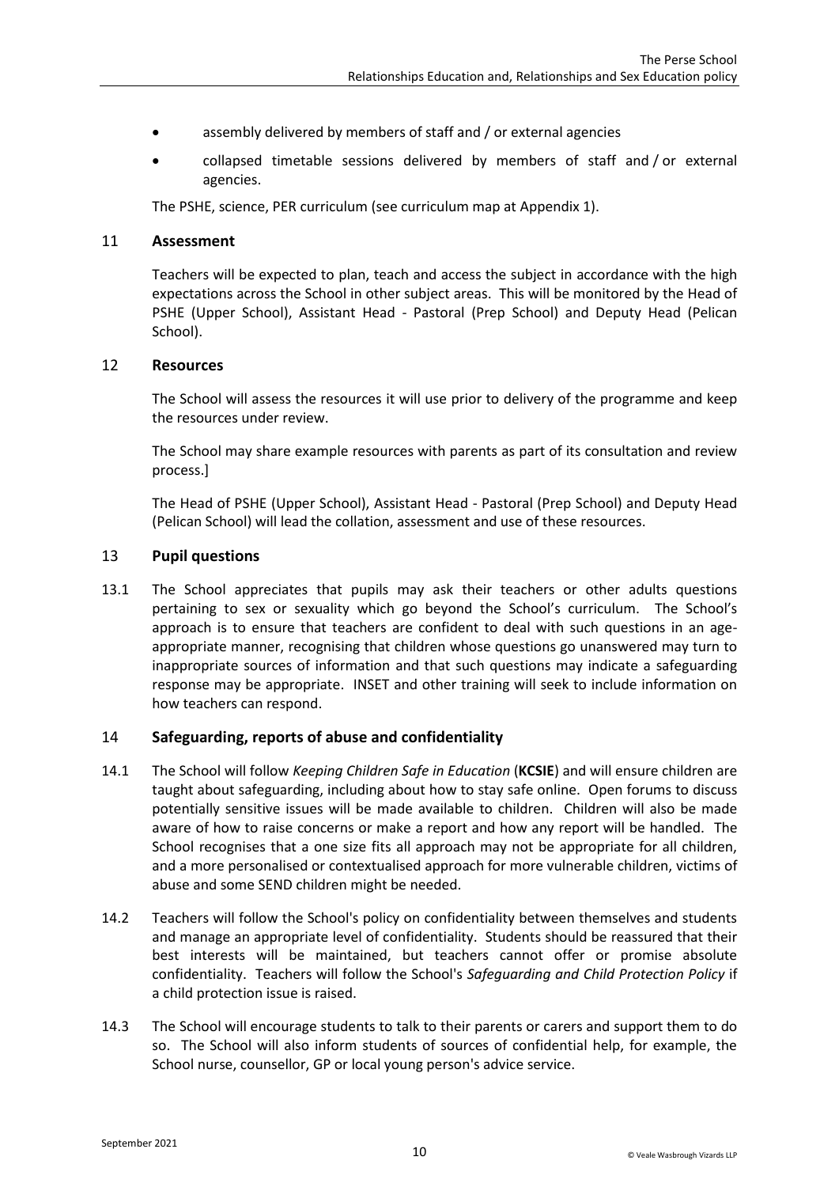- assembly delivered by members of staff and / or external agencies
- collapsed timetable sessions delivered by members of staff and / or external agencies.

The PSHE, science, PER curriculum (see curriculum map at Appendix 1).

## 11 Assessment

Teachers will be expected to plan, teach and access the subject in accordance with the high expectations across the School in other subject areas. This will be monitored by the Head of PSHE (Upper School), Assistant Head - Pastoral (Prep School) and Deputy Head (Pelican School).

## 12 Resources

The School will assess the resources it will use prior to delivery of the programme and keep the resources under review.

The School may share example resources with parents as part of its consultation and review process.]

The Head of PSHE (Upper School), Assistant Head - Pastoral (Prep School) and Deputy Head (Pelican School) will lead the collation, assessment and use of these resources.

## 13 Pupil questions

13.1 The School appreciates that pupils may ask their teachers or other adults questions pertaining to sex or sexuality which go beyond the School's curriculum. The School's approach is to ensure that teachers are confident to deal with such questions in an age-appropriate manner, recognising that children whose questions go unanswered may turn to inappropriate sources of information and that such questions may indicate a safeguarding response may be appropriate. INSET and other training will seek to include information on how teachers can respond.

## 14 Safeguarding, reports of abuse and confidentiality

14.1 The School will follow *Keeping Children Safe in Education* (**KCSIE**) and will ensure children are taught about safeguarding, including about how to stay safe online. Open forums to discuss potentially sensitive issues will be made available to children. Children will also be made aware of how to raise concerns or make a report and how any report will be handled. The School recognises that a one size fits all approach may not be appropriate for all children, and a more personalised or contextualised approach for more vulnerable children, victims of abuse and some SEND children might be needed.

14.2 Teachers will follow the School's policy on confidentiality between themselves and students and manage an appropriate level of confidentiality. Students should be reassured that their best interests will be maintained, but teachers cannot offer or promise absolute confidentiality. Teachers will follow the School's *Safeguarding and Child Protection Policy* if a child protection issue is raised.

14.3 The School will encourage students to talk to their parents or carers and support them to do so. The School will also inform students of sources of confidential help, for example, the School nurse, counsellor, GP or local young person's advice service.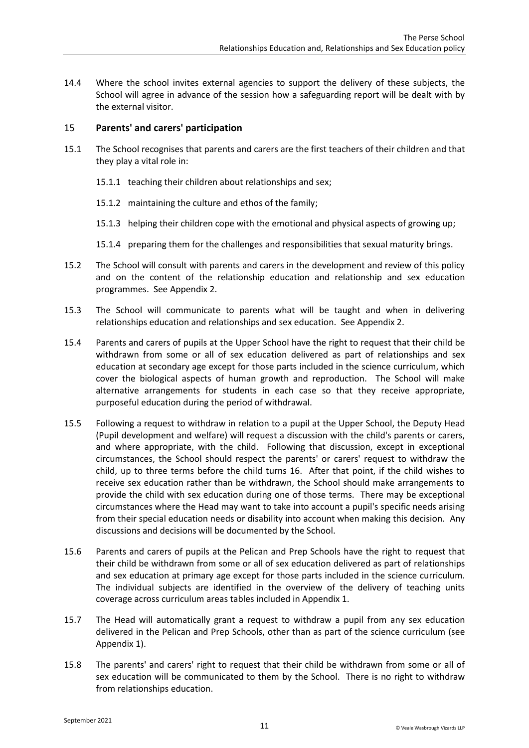14.4 Where the school invites external agencies to support the delivery of these subjects, the School will agree in advance of the session how a safeguarding report will be dealt with by the external visitor.

## 15 Parents' and carers' participation

15.1 The School recognises that parents and carers are the first teachers of their children and that they play a vital role in:

15.1.1 teaching their children about relationships and sex;

15.1.2 maintaining the culture and ethos of the family;

15.1.3 helping their children cope with the emotional and physical aspects of growing up;

15.1.4 preparing them for the challenges and responsibilities that sexual maturity brings.

15.2 The School will consult with parents and carers in the development and review of this policy and on the content of the relationship education and relationship and sex education programmes. See Appendix 2.

15.3 The School will communicate to parents what will be taught and when in delivering relationships education and relationships and sex education. See Appendix 2.

15.4 Parents and carers of pupils at the Upper School have the right to request that their child be withdrawn from some or all of sex education delivered as part of relationships and sex education at secondary age except for those parts included in the science curriculum, which cover the biological aspects of human growth and reproduction. The School will make alternative arrangements for students in each case so that they receive appropriate, purposeful education during the period of withdrawal.

15.5 Following a request to withdraw in relation to a pupil at the Upper School, the Deputy Head (Pupil development and welfare) will request a discussion with the child's parents or carers, and where appropriate, with the child. Following that discussion, except in exceptional circumstances, the School should respect the parents' or carers' request to withdraw the child, up to three terms before the child turns 16. After that point, if the child wishes to receive sex education rather than be withdrawn, the School should make arrangements to provide the child with sex education during one of those terms. There may be exceptional circumstances where the Head may want to take into account a pupil's specific needs arising from their special education needs or disability into account when making this decision. Any discussions and decisions will be documented by the School.

15.6 Parents and carers of pupils at the Pelican and Prep Schools have the right to request that their child be withdrawn from some or all of sex education delivered as part of relationships and sex education at primary age except for those parts included in the science curriculum. The individual subjects are identified in the overview of the delivery of teaching units coverage across curriculum areas tables included in Appendix 1.

15.7 The Head will automatically grant a request to withdraw a pupil from any sex education delivered in the Pelican and Prep Schools, other than as part of the science curriculum (see Appendix 1).

15.8 The parents' and carers' right to request that their child be withdrawn from some or all of sex education will be communicated to them by the School. There is no right to withdraw from relationships education.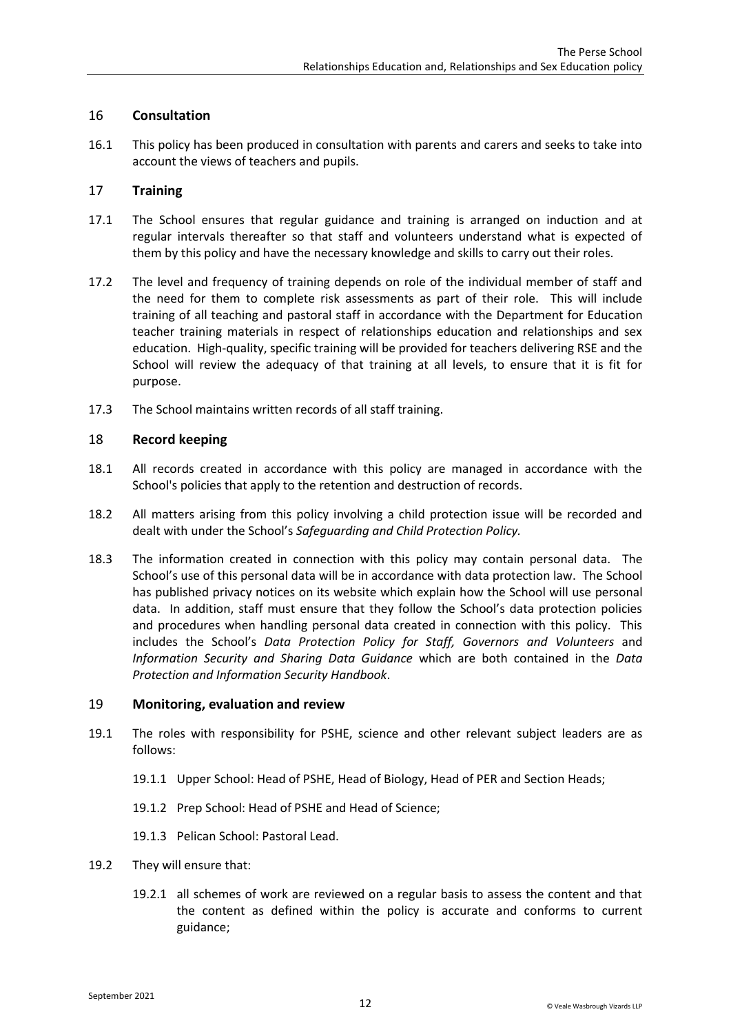## 16 Consultation

16.1 This policy has been produced in consultation with parents and carers and seeks to take into account the views of teachers and pupils.

## 17 Training

17.1 The School ensures that regular guidance and training is arranged on induction and at regular intervals thereafter so that staff and volunteers understand what is expected of them by this policy and have the necessary knowledge and skills to carry out their roles.

17.2 The level and frequency of training depends on role of the individual member of staff and the need for them to complete risk assessments as part of their role. This will include training of all teaching and pastoral staff in accordance with the Department for Education teacher training materials in respect of relationships education and relationships and sex education. High-quality, specific training will be provided for teachers delivering RSE and the School will review the adequacy of that training at all levels, to ensure that it is fit for purpose.

17.3 The School maintains written records of all staff training.

## 18 Record keeping

18.1 All records created in accordance with this policy are managed in accordance with the School's policies that apply to the retention and destruction of records.

18.2 All matters arising from this policy involving a child protection issue will be recorded and dealt with under the School's *Safeguarding and Child Protection Policy.*

18.3 The information created in connection with this policy may contain personal data. The School's use of this personal data will be in accordance with data protection law. The School has published privacy notices on its website which explain how the School will use personal data. In addition, staff must ensure that they follow the School's data protection policies and procedures when handling personal data created in connection with this policy. This includes the School's *Data Protection Policy for Staff, Governors and Volunteers* and *Information Security and Sharing Data Guidance* which are both contained in the *Data Protection and Information Security Handbook*.

## 19 Monitoring, evaluation and review

19.1 The roles with responsibility for PSHE, science and other relevant subject leaders are as follows:

19.1.1 Upper School: Head of PSHE, Head of Biology, Head of PER and Section Heads;

19.1.2 Prep School: Head of PSHE and Head of Science;

19.1.3 Pelican School: Pastoral Lead.

19.2 They will ensure that:

19.2.1 all schemes of work are reviewed on a regular basis to assess the content and that the content as defined within the policy is accurate and conforms to current guidance;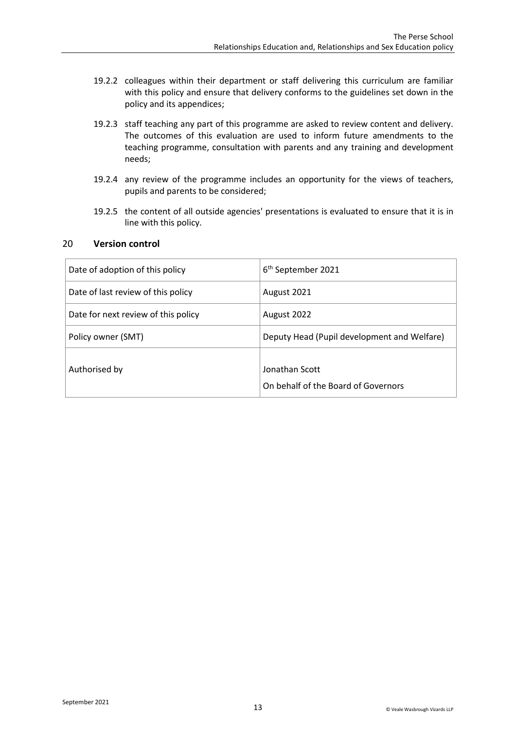19.2.2 colleagues within their department or staff delivering this curriculum are familiar with this policy and ensure that delivery conforms to the guidelines set down in the policy and its appendices;

19.2.3 staff teaching any part of this programme are asked to review content and delivery. The outcomes of this evaluation are used to inform future amendments to the teaching programme, consultation with parents and any training and development needs;

19.2.4 any review of the programme includes an opportunity for the views of teachers, pupils and parents to be considered;

19.2.5 the content of all outside agencies' presentations is evaluated to ensure that it is in line with this policy.

## 20 **Version control**

| | |
|---|---|
| Date of adoption of this policy | 6th September 2021 |
| Date of last review of this policy | August 2021 |
| Date for next review of this policy | August 2022 |
| Policy owner (SMT) | Deputy Head (Pupil development and Welfare) |
| Authorised by | Jonathan Scott<br>On behalf of the Board of Governors |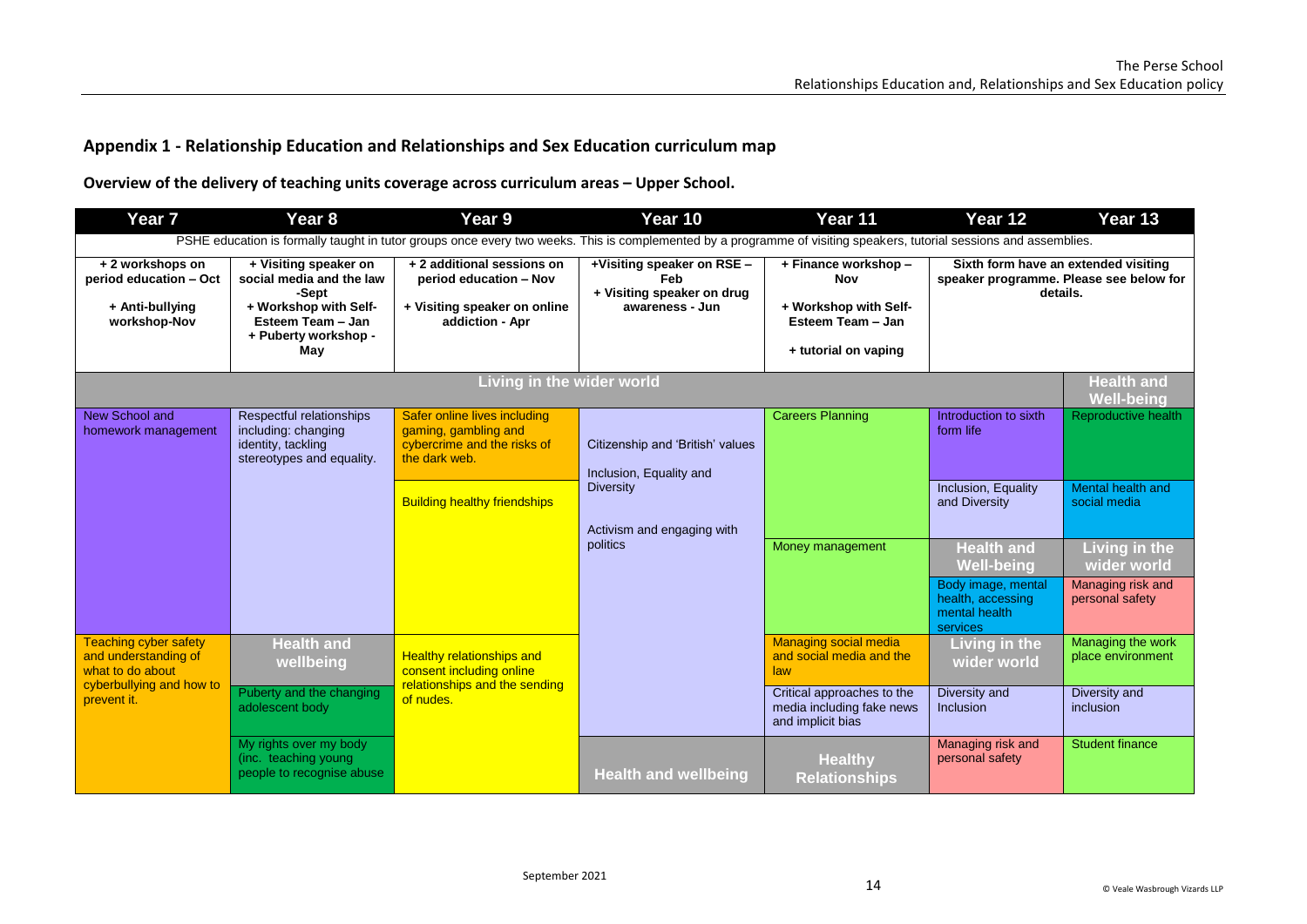## Appendix 1 - Relationship Education and Relationships and Sex Education curriculum map

**Overview of the delivery of teaching units coverage across curriculum areas – Upper School.**

| Year 7 | Year 8 | Year 9 | Year 10 | Year 11 | Year 12 | Year 13 |
|---|---|---|---|---|---|---|
| PSHE education is formally taught in tutor groups once every two weeks. This is complemented by a programme of visiting speakers, tutorial sessions and assemblies. | | | | | | |
| **+ 2 workshops on period education – Oct**<br>**+ Anti-bullying workshop-Nov** | **+ Visiting speaker on social media and the law -Sept**<br>**+ Workshop with Self-Esteem Team – Jan**<br>**+ Puberty workshop - May** | **+ 2 additional sessions on period education – Nov**<br>**+ Visiting speaker on online addiction - Apr** | **+Visiting speaker on RSE – Feb**<br>**+ Visiting speaker on drug awareness - Jun** | **+ Finance workshop – Nov**<br>**+ Workshop with Self-Esteem Team – Jan**<br>**+ tutorial on vaping** | **Sixth form have an extended visiting speaker programme. Please see below for details.** | |
| **Living in the wider world** | | | | | | **Health and Well-being** |
| New School and homework management | Respectful relationships including: changing identity, tackling stereotypes and equality. | Safer online lives including gaming, gambling and cybercrime and the risks of the dark web. | Citizenship and 'British' values<br>Inclusion, Equality and Diversity<br>Activism and engaging with politics | Careers Planning | Introduction to sixth form life | Reproductive health |
| | | Building healthy friendships | | | Inclusion, Equality and Diversity | Mental health and social media |
| | | | | Money management | **Health and Well-being** | **Living in the wider world** |
| | | | | | Body image, mental health, accessing mental health services | Managing risk and personal safety |
| Teaching cyber safety and understanding of what to do about cyberbullying and how to prevent it. | **Health and wellbeing** | Healthy relationships and consent including online relationships and the sending of nudes. | | Managing social media and social media and the law | **Living in the wider world** | Managing the work place environment |
| | Puberty and the changing adolescent body | | | Critical approaches to the media including fake news and implicit bias | Diversity and Inclusion | Diversity and inclusion |
| | My rights over my body (inc. teaching young people to recognise abuse | | **Health and wellbeing** | **Healthy Relationships** | Managing risk and personal safety | Student finance |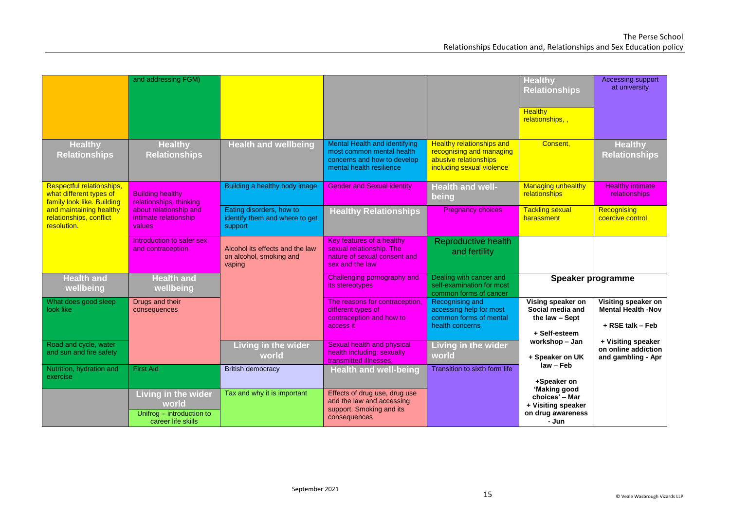| | | | | | | |
|---|---|---|---|---|---|---|
| | and addressing FGM) | | | | **Healthy Relationships**<br><br>Healthy relationships, , | Accessing support at university |
| **Healthy Relationships** | **Healthy Relationships** | **Health and wellbeing** | Mental Health and identifying most common mental health concerns and how to develop mental health resilience | Healthy relationships and recognising and managing abusive relationships including sexual violence | Consent, | **Healthy Relationships** |
| Respectful relationships, what different types of family look like. Building and maintaining healthy relationships, conflict resolution. | Building healthy relationships, thinking about relationship and intimate relationship values | Building a healthy body image | Gender and Sexual identity | **Health and well-being** | Managing unhealthy relationships | Healthy intimate relationships |
| | | Eating disorders, how to identify them and where to get support | **Healthy Relationships** | Pregnancy choices | Tackling sexual harassment | Recognising coercive control |
| | Introduction to safer sex and contraception | Alcohol its effects and the law on alcohol, smoking and vaping | Key features of a healthy sexual relationship. The nature of sexual consent and sex and the law | Reproductive health and fertility | | |
| **Health and wellbeing** | **Health and wellbeing** | | Challenging pornography and its stereotypes | Dealing with cancer and self-examination for most common forms of cancer | **Speaker programme** | |
| What does good sleep look like | Drugs and their consequences | | The reasons for contraception, different types of contraception and how to access it | Recognising and accessing help for most common forms of mental health concerns | **Vising speaker on Social media and the law – Sept**<br><br>**+ Self-esteem workshop – Jan**<br><br>**+ Speaker on UK law – Feb**<br><br>**+Speaker on 'Making good choices' – Mar**<br>**+ Visiting speaker on drug awareness - Jun** | **Visiting speaker on Mental Health -Nov**<br><br>**+ RSE talk – Feb**<br><br>**+ Visiting speaker on online addiction and gambling - Apr** |
| Road and cycle, water and sun and fire safety | | **Living in the wider world** | Sexual health and physical health including: sexually transmitted illnesses. | **Living in the wider world** | | |
| Nutrition, hydration and exercise | First Aid | British democracy | **Health and well-being** | Transition to sixth form life | | |
| | **Living in the wider world**<br><br>Unifrog – introduction to career life skills | Tax and why it is important | Effects of drug use, drug use and the law and accessing support. Smoking and its consequences | | | |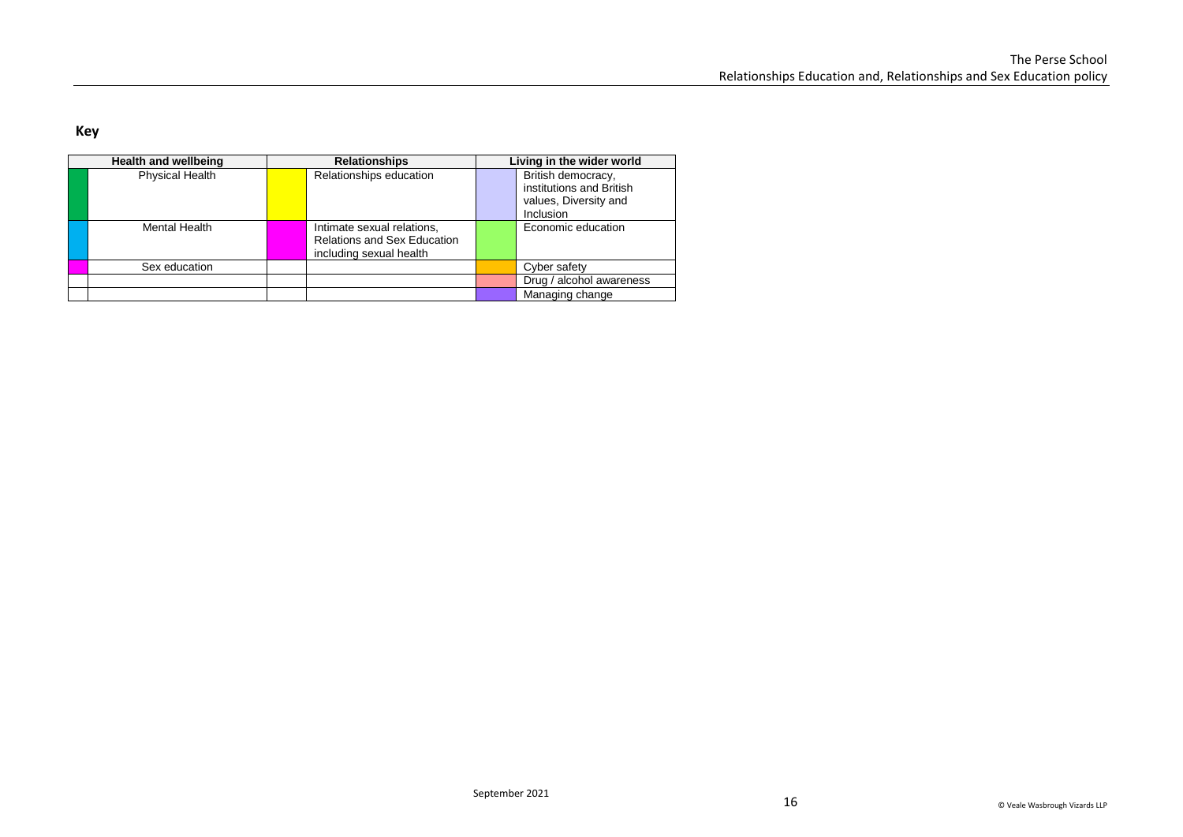## Key

| Health and wellbeing | | Relationships | | Living in the wider world | |
|---|---|---|---|---|---|
| | Physical Health | | Relationships education | | British democracy, institutions and British values, Diversity and Inclusion |
| | Mental Health | | Intimate sexual relations, Relations and Sex Education including sexual health | | Economic education |
| | Sex education | | | | Cyber safety |
| | | | | | Drug / alcohol awareness |
| | | | | | Managing change |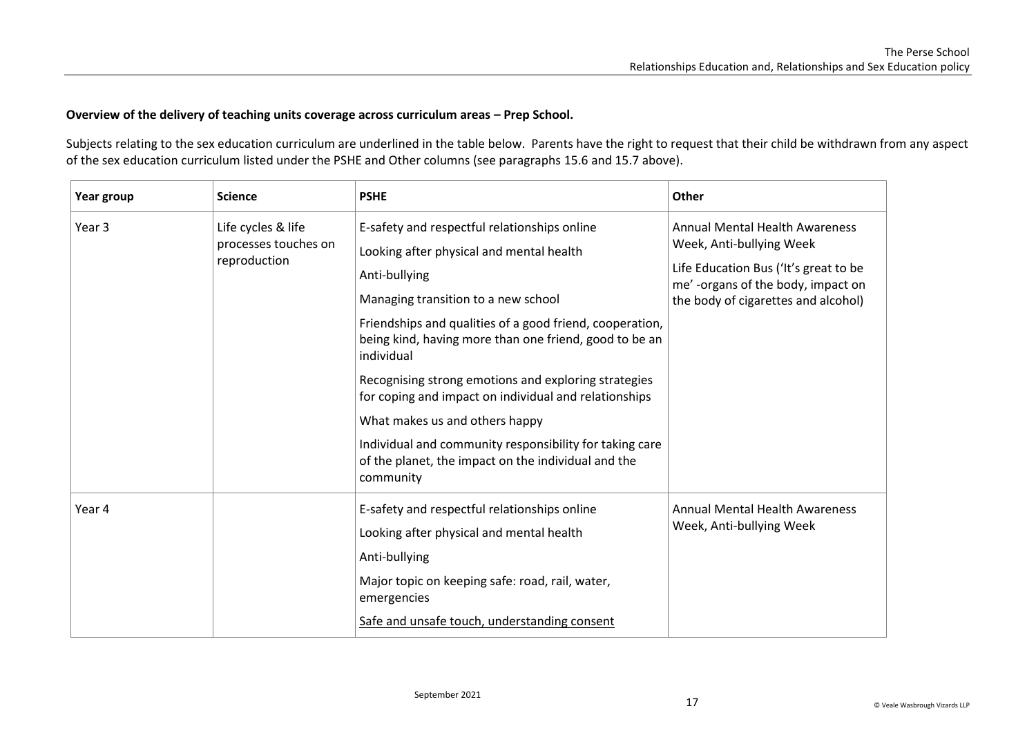**Overview of the delivery of teaching units coverage across curriculum areas – Prep School.**

Subjects relating to the sex education curriculum are underlined in the table below. Parents have the right to request that their child be withdrawn from any aspect of the sex education curriculum listed under the PSHE and Other columns (see paragraphs 15.6 and 15.7 above).

| Year group | Science | PSHE | Other |
|---|---|---|---|
| Year 3 | Life cycles & life processes touches on reproduction | E-safety and respectful relationships online<br>Looking after physical and mental health<br>Anti-bullying<br>Managing transition to a new school<br>Friendships and qualities of a good friend, cooperation, being kind, having more than one friend, good to be an individual<br>Recognising strong emotions and exploring strategies for coping and impact on individual and relationships<br>What makes us and others happy<br>Individual and community responsibility for taking care of the planet, the impact on the individual and the community | Annual Mental Health Awareness Week, Anti-bullying Week<br>Life Education Bus ('It's great to be me' -organs of the body, impact on the body of cigarettes and alcohol) |
| Year 4 | | E-safety and respectful relationships online<br>Looking after physical and mental health<br>Anti-bullying<br>Major topic on keeping safe: road, rail, water, emergencies<br><u>Safe and unsafe touch, understanding consent</u> | Annual Mental Health Awareness Week, Anti-bullying Week |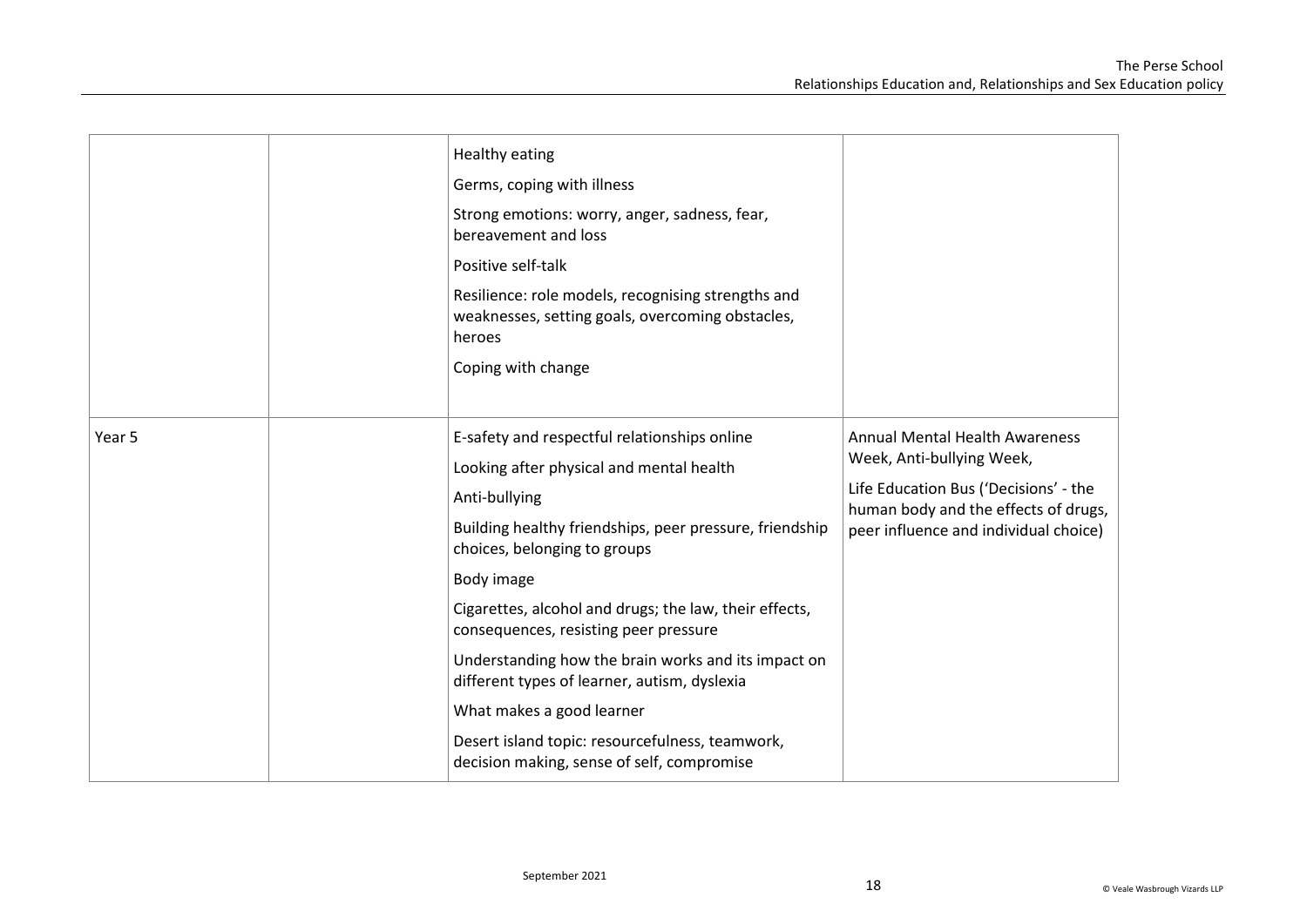| | | | |
|---|---|---|---|
| | | Healthy eating<br>Germs, coping with illness<br>Strong emotions: worry, anger, sadness, fear, bereavement and loss<br>Positive self-talk<br>Resilience: role models, recognising strengths and weaknesses, setting goals, overcoming obstacles, heroes<br>Coping with change | |
| Year 5 | | E-safety and respectful relationships online<br>Looking after physical and mental health<br>Anti-bullying<br>Building healthy friendships, peer pressure, friendship choices, belonging to groups<br>Body image<br>Cigarettes, alcohol and drugs; the law, their effects, consequences, resisting peer pressure<br>Understanding how the brain works and its impact on different types of learner, autism, dyslexia<br>What makes a good learner<br>Desert island topic: resourcefulness, teamwork, decision making, sense of self, compromise | Annual Mental Health Awareness Week, Anti-bullying Week,<br>Life Education Bus ('Decisions' - the human body and the effects of drugs, peer influence and individual choice) |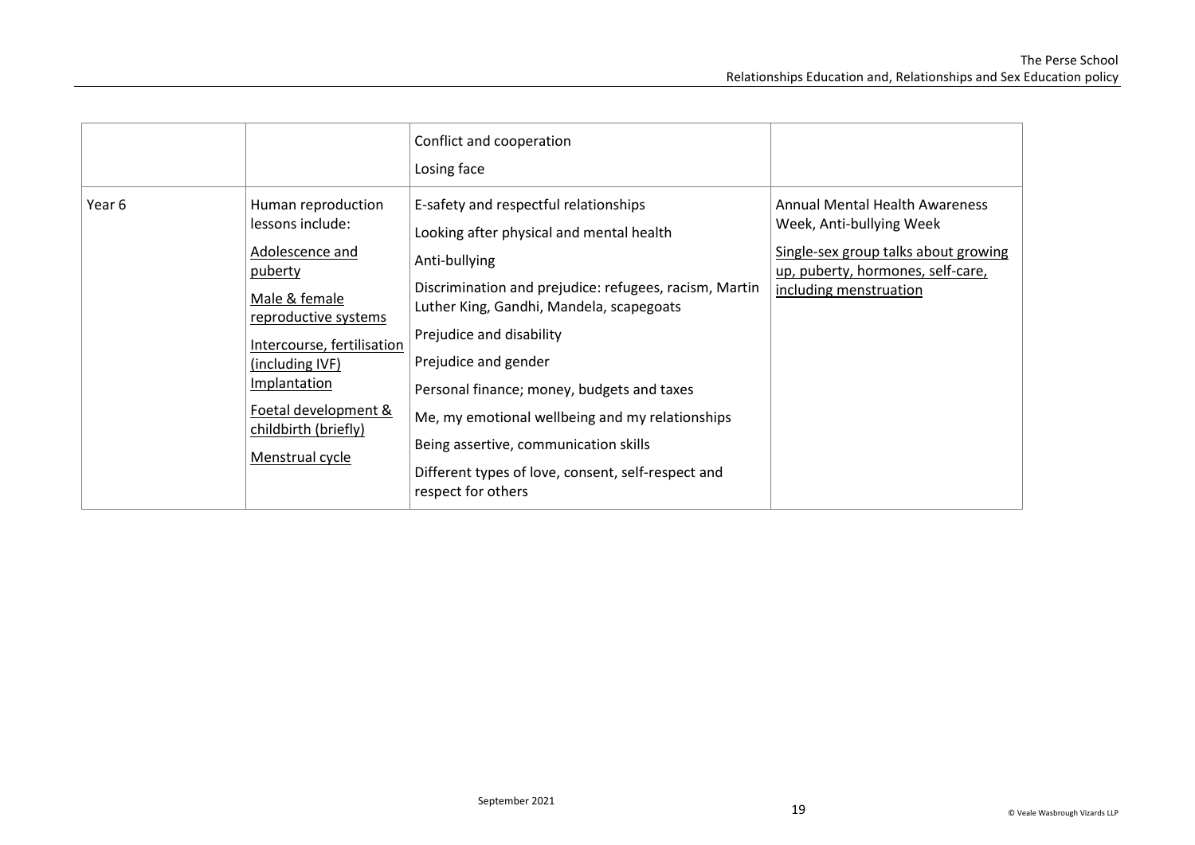| | | | |
|---|---|---|---|
| | | Conflict and cooperation<br>Losing face | |
| Year 6 | Human reproduction lessons include:<br>Adolescence and puberty<br>Male & female reproductive systems<br>Intercourse, fertilisation (including IVF)<br>Implantation<br>Foetal development & childbirth (briefly)<br>Menstrual cycle | E-safety and respectful relationships<br>Looking after physical and mental health<br>Anti-bullying<br>Discrimination and prejudice: refugees, racism, Martin Luther King, Gandhi, Mandela, scapegoats<br>Prejudice and disability<br>Prejudice and gender<br>Personal finance; money, budgets and taxes<br>Me, my emotional wellbeing and my relationships<br>Being assertive, communication skills<br>Different types of love, consent, self-respect and respect for others | Annual Mental Health Awareness Week, Anti-bullying Week<br>Single-sex group talks about growing up, puberty, hormones, self-care, including menstruation |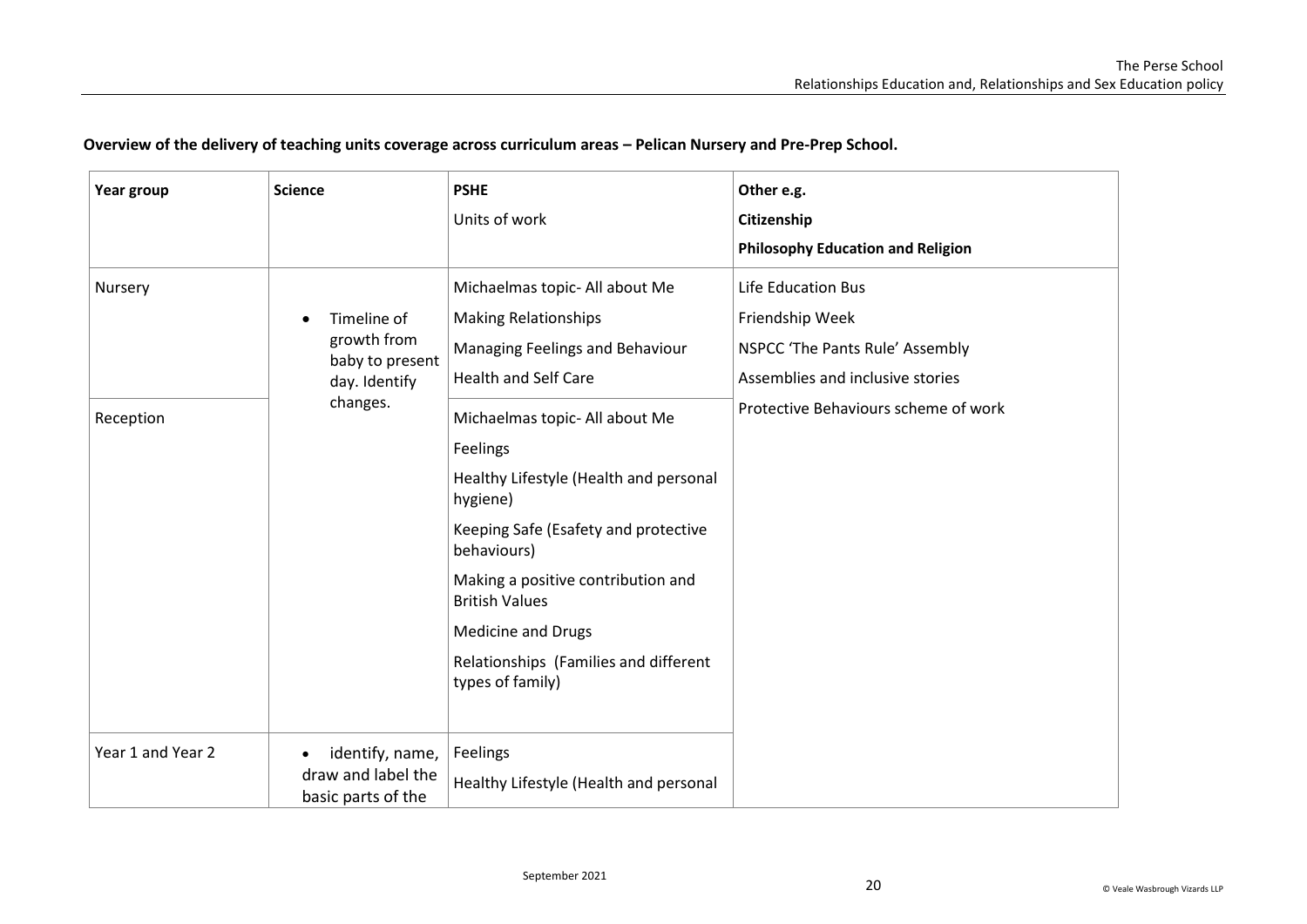**Overview of the delivery of teaching units coverage across curriculum areas – Pelican Nursery and Pre-Prep School.**

| Year group | Science | PSHE<br>Units of work | Other e.g.<br>**Citizenship**<br>**Philosophy Education and Religion** |
|---|---|---|---|
| Nursery | • Timeline of growth from baby to present day. Identify changes. | Michaelmas topic- All about Me<br>Making Relationships<br>Managing Feelings and Behaviour<br>Health and Self Care | Life Education Bus<br>Friendship Week<br>NSPCC 'The Pants Rule' Assembly<br>Assemblies and inclusive stories<br>Protective Behaviours scheme of work |
| Reception | | Michaelmas topic- All about Me<br>Feelings<br>Healthy Lifestyle (Health and personal hygiene)<br>Keeping Safe (Esafety and protective behaviours)<br>Making a positive contribution and British Values<br>Medicine and Drugs<br>Relationships (Families and different types of family) | |
| Year 1 and Year 2 | • identify, name, draw and label the basic parts of the | Feelings<br>Healthy Lifestyle (Health and personal | |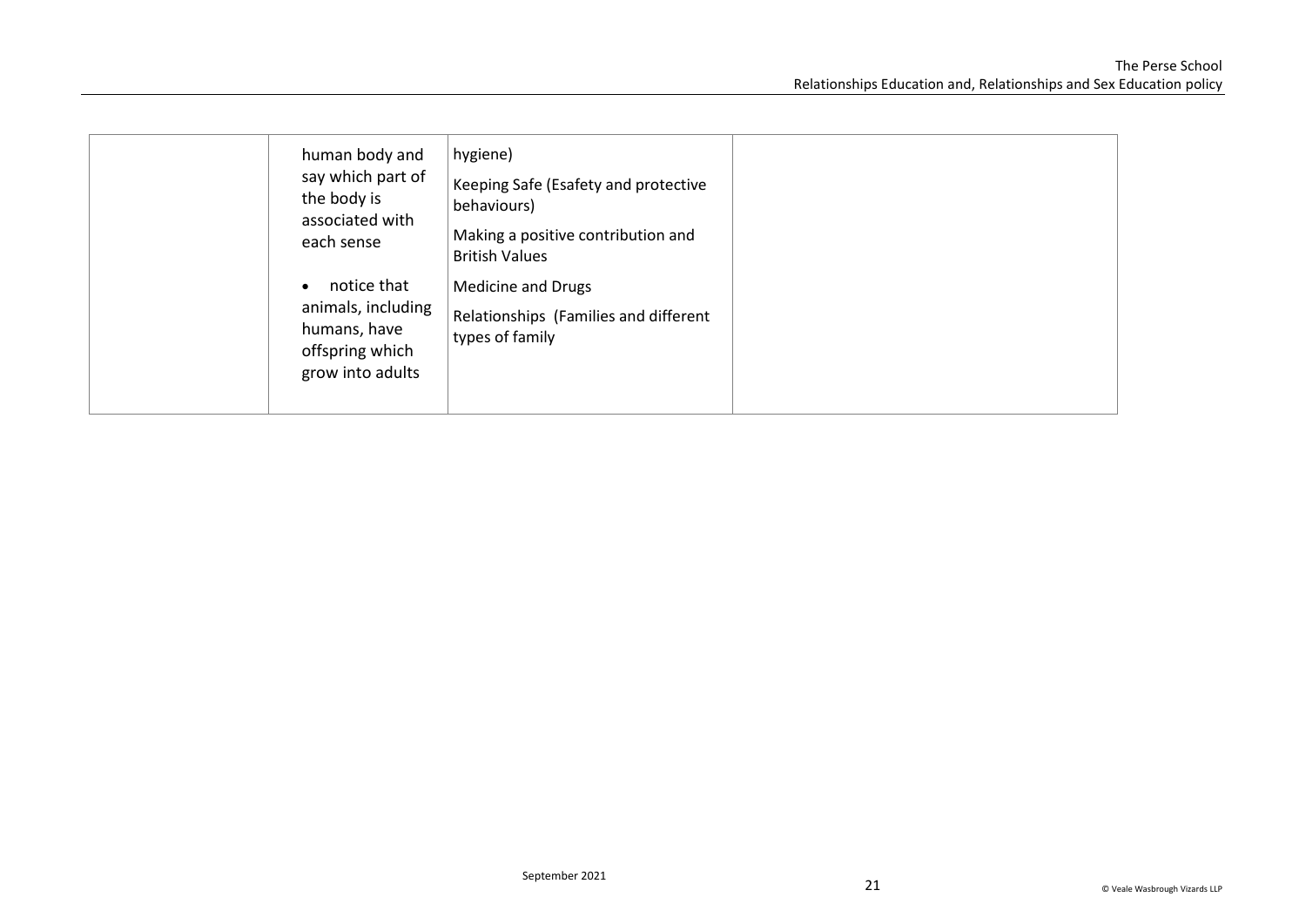| | | | |
|---|---|---|---|
| | human body and say which part of the body is associated with each sense<br><br>• notice that animals, including humans, have offspring which grow into adults | hygiene)<br><br>Keeping Safe (Esafety and protective behaviours)<br><br>Making a positive contribution and British Values<br><br>Medicine and Drugs<br><br>Relationships (Families and different types of family | |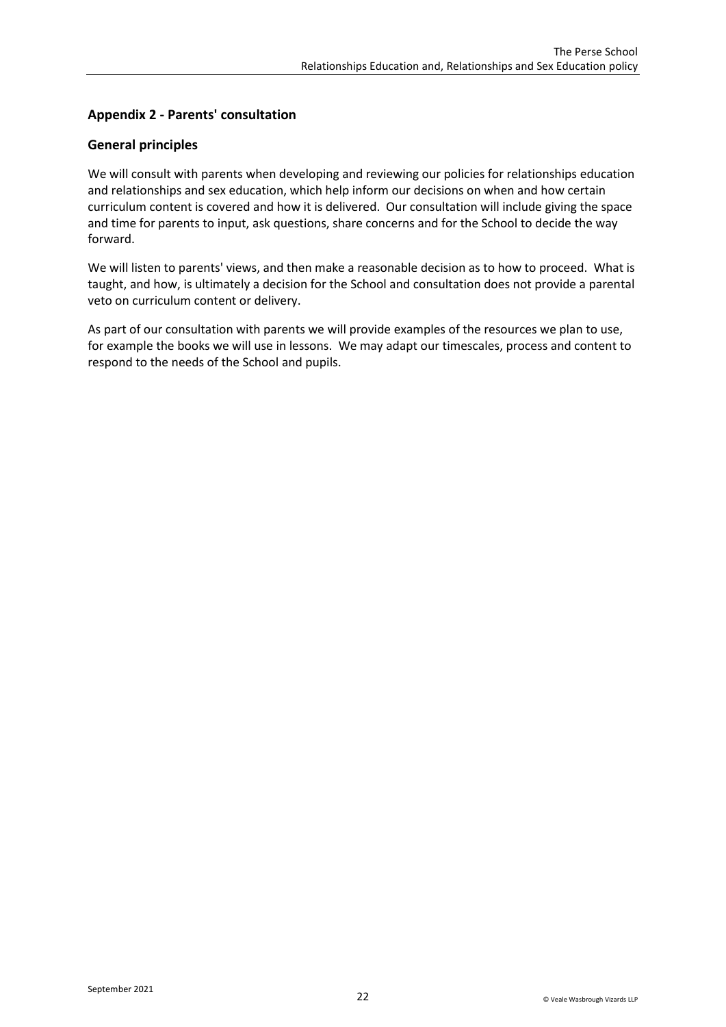## Appendix 2 - Parents' consultation

## General principles

We will consult with parents when developing and reviewing our policies for relationships education and relationships and sex education, which help inform our decisions on when and how certain curriculum content is covered and how it is delivered. Our consultation will include giving the space and time for parents to input, ask questions, share concerns and for the School to decide the way forward.

We will listen to parents' views, and then make a reasonable decision as to how to proceed. What is taught, and how, is ultimately a decision for the School and consultation does not provide a parental veto on curriculum content or delivery.

As part of our consultation with parents we will provide examples of the resources we plan to use, for example the books we will use in lessons. We may adapt our timescales, process and content to respond to the needs of the School and pupils.